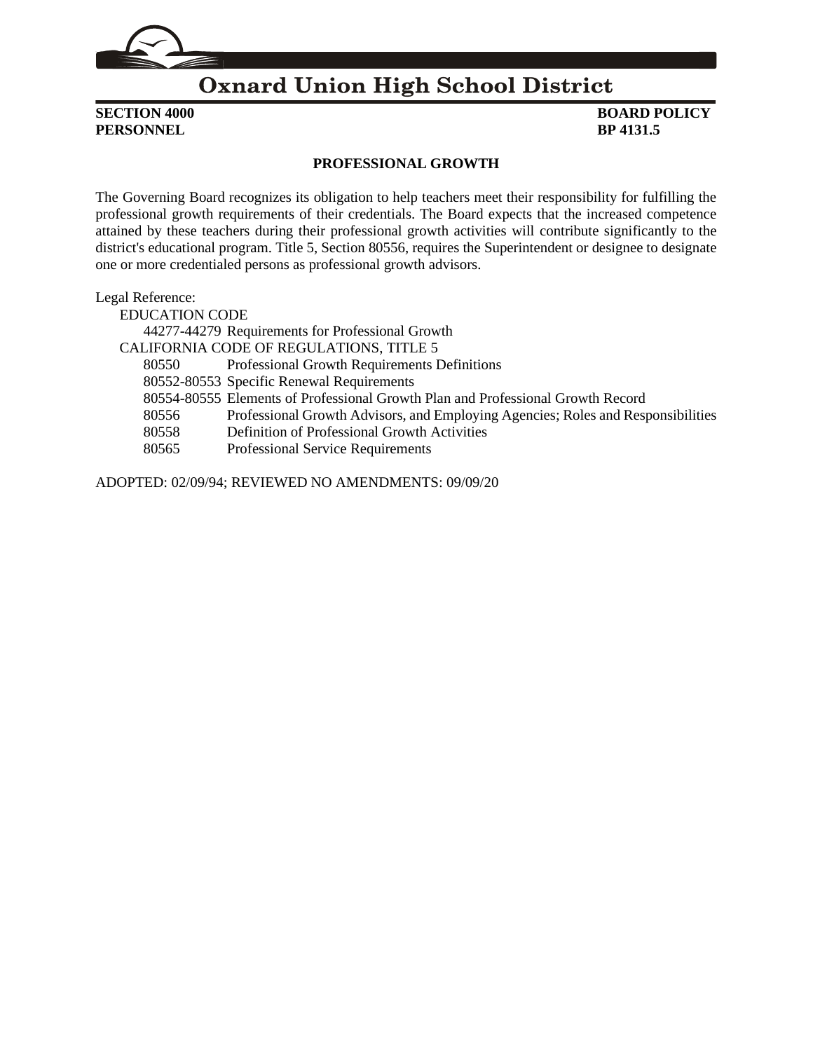# Oxnard Union High School District

**SECTION 4000** **BOARD POLICY**
**PERSONNEL** **BP 4131.5**

## PROFESSIONAL GROWTH

The Governing Board recognizes its obligation to help teachers meet their responsibility for fulfilling the professional growth requirements of their credentials. The Board expects that the increased competence attained by these teachers during their professional growth activities will contribute significantly to the district's educational program. Title 5, Section 80556, requires the Superintendent or designee to designate one or more credentialed persons as professional growth advisors.

Legal Reference:

EDUCATION CODE

- 44277-44279 Requirements for Professional Growth

CALIFORNIA CODE OF REGULATIONS, TITLE 5

- 80550 Professional Growth Requirements Definitions
- 80552-80553 Specific Renewal Requirements
- 80554-80555 Elements of Professional Growth Plan and Professional Growth Record
- 80556 Professional Growth Advisors, and Employing Agencies; Roles and Responsibilities
- 80558 Definition of Professional Growth Activities
- 80565 Professional Service Requirements

ADOPTED: 02/09/94; REVIEWED NO AMENDMENTS: 09/09/20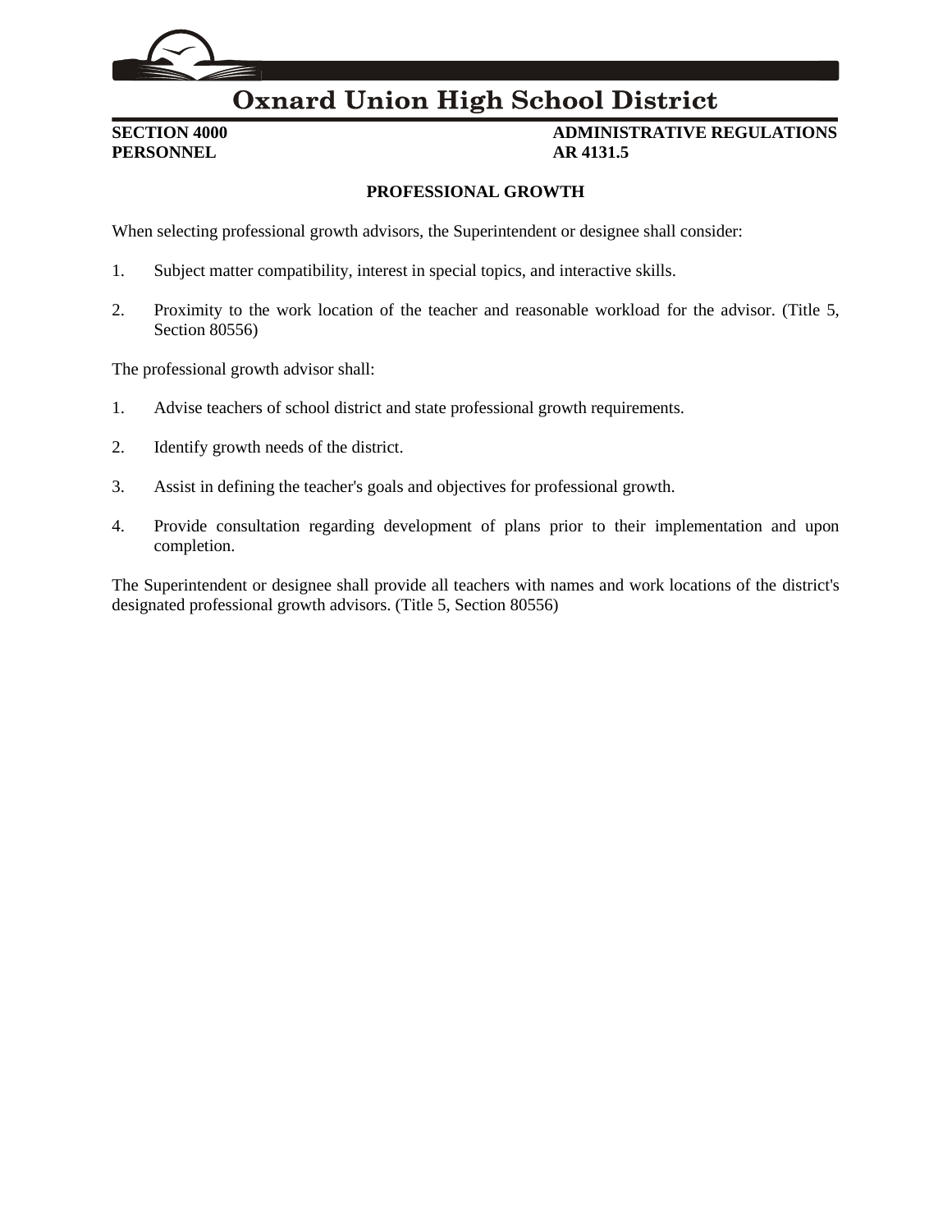# Oxnard Union High School District

**SECTION 4000** **ADMINISTRATIVE REGULATIONS**
**PERSONNEL** **AR 4131.5**

## PROFESSIONAL GROWTH

When selecting professional growth advisors, the Superintendent or designee shall consider:

1. Subject matter compatibility, interest in special topics, and interactive skills.

2. Proximity to the work location of the teacher and reasonable workload for the advisor. (Title 5, Section 80556)

The professional growth advisor shall:

1. Advise teachers of school district and state professional growth requirements.

2. Identify growth needs of the district.

3. Assist in defining the teacher's goals and objectives for professional growth.

4. Provide consultation regarding development of plans prior to their implementation and upon completion.

The Superintendent or designee shall provide all teachers with names and work locations of the district's designated professional growth advisors. (Title 5, Section 80556)